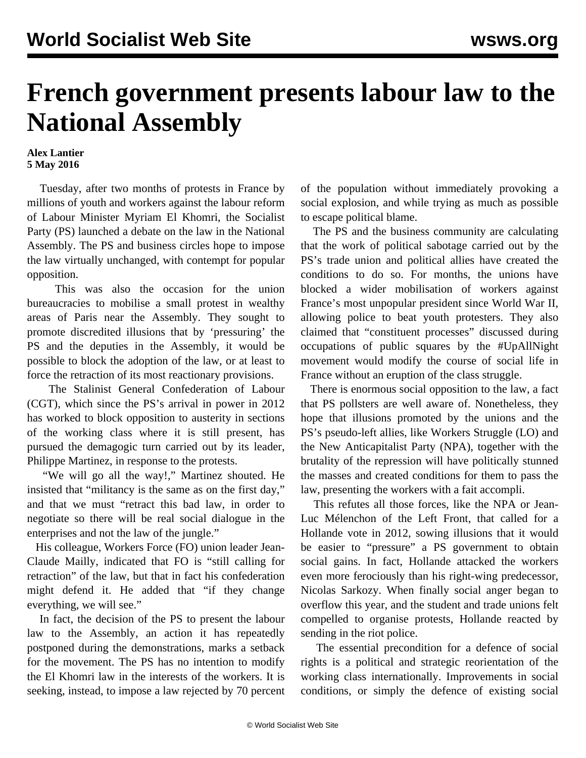# French government presents labour law to the National Assembly

**Alex Lantier**
**5 May 2016**

Tuesday, after two months of protests in France by millions of youth and workers against the labour reform of Labour Minister Myriam El Khomri, the Socialist Party (PS) launched a debate on the law in the National Assembly. The PS and business circles hope to impose the law virtually unchanged, with contempt for popular opposition.

This was also the occasion for the union bureaucracies to mobilise a small protest in wealthy areas of Paris near the Assembly. They sought to promote discredited illusions that by 'pressuring' the PS and the deputies in the Assembly, it would be possible to block the adoption of the law, or at least to force the retraction of its most reactionary provisions.

The Stalinist General Confederation of Labour (CGT), which since the PS's arrival in power in 2012 has worked to block opposition to austerity in sections of the working class where it is still present, has pursued the demagogic turn carried out by its leader, Philippe Martinez, in response to the protests.

"We will go all the way!," Martinez shouted. He insisted that "militancy is the same as on the first day," and that we must "retract this bad law, in order to negotiate so there will be real social dialogue in the enterprises and not the law of the jungle."

His colleague, Workers Force (FO) union leader Jean-Claude Mailly, indicated that FO is "still calling for retraction" of the law, but that in fact his confederation might defend it. He added that "if they change everything, we will see."

In fact, the decision of the PS to present the labour law to the Assembly, an action it has repeatedly postponed during the demonstrations, marks a setback for the movement. The PS has no intention to modify the El Khomri law in the interests of the workers. It is seeking, instead, to impose a law rejected by 70 percent of the population without immediately provoking a social explosion, and while trying as much as possible to escape political blame.

The PS and the business community are calculating that the work of political sabotage carried out by the PS's trade union and political allies have created the conditions to do so. For months, the unions have blocked a wider mobilisation of workers against France's most unpopular president since World War II, allowing police to beat youth protesters. They also claimed that "constituent processes" discussed during occupations of public squares by the #UpAllNight movement would modify the course of social life in France without an eruption of the class struggle.

There is enormous social opposition to the law, a fact that PS pollsters are well aware of. Nonetheless, they hope that illusions promoted by the unions and the PS's pseudo-left allies, like Workers Struggle (LO) and the New Anticapitalist Party (NPA), together with the brutality of the repression will have politically stunned the masses and created conditions for them to pass the law, presenting the workers with a fait accompli.

This refutes all those forces, like the NPA or Jean-Luc Mélenchon of the Left Front, that called for a Hollande vote in 2012, sowing illusions that it would be easier to "pressure" a PS government to obtain social gains. In fact, Hollande attacked the workers even more ferociously than his right-wing predecessor, Nicolas Sarkozy. When finally social anger began to overflow this year, and the student and trade unions felt compelled to organise protests, Hollande reacted by sending in the riot police.

The essential precondition for a defence of social rights is a political and strategic reorientation of the working class internationally. Improvements in social conditions, or simply the defence of existing social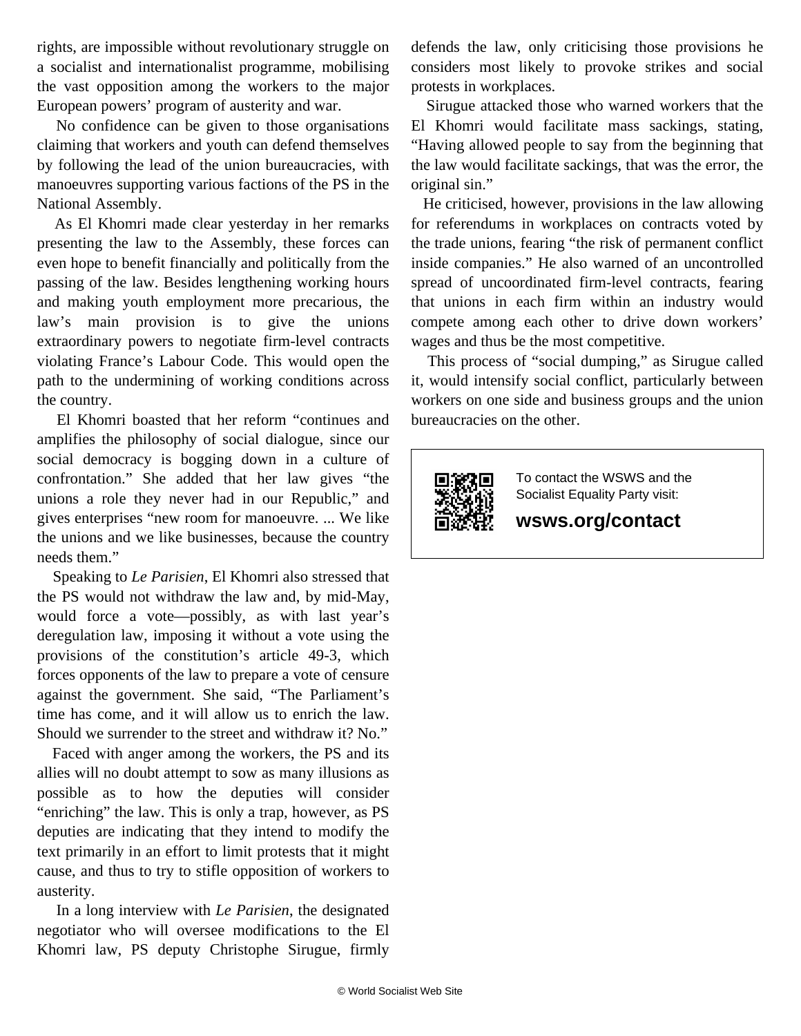rights, are impossible without revolutionary struggle on a socialist and internationalist programme, mobilising the vast opposition among the workers to the major European powers' program of austerity and war.

No confidence can be given to those organisations claiming that workers and youth can defend themselves by following the lead of the union bureaucracies, with manoeuvres supporting various factions of the PS in the National Assembly.

As El Khomri made clear yesterday in her remarks presenting the law to the Assembly, these forces can even hope to benefit financially and politically from the passing of the law. Besides lengthening working hours and making youth employment more precarious, the law's main provision is to give the unions extraordinary powers to negotiate firm-level contracts violating France's Labour Code. This would open the path to the undermining of working conditions across the country.

El Khomri boasted that her reform "continues and amplifies the philosophy of social dialogue, since our social democracy is bogging down in a culture of confrontation." She added that her law gives "the unions a role they never had in our Republic," and gives enterprises "new room for manoeuvre. ... We like the unions and we like businesses, because the country needs them."

Speaking to *Le Parisien*, El Khomri also stressed that the PS would not withdraw the law and, by mid-May, would force a vote—possibly, as with last year's deregulation law, imposing it without a vote using the provisions of the constitution's article 49-3, which forces opponents of the law to prepare a vote of censure against the government. She said, "The Parliament's time has come, and it will allow us to enrich the law. Should we surrender to the street and withdraw it? No."

Faced with anger among the workers, the PS and its allies will no doubt attempt to sow as many illusions as possible as to how the deputies will consider "enriching" the law. This is only a trap, however, as PS deputies are indicating that they intend to modify the text primarily in an effort to limit protests that it might cause, and thus to try to stifle opposition of workers to austerity.

In a long interview with *Le Parisien*, the designated negotiator who will oversee modifications to the El Khomri law, PS deputy Christophe Sirugue, firmly defends the law, only criticising those provisions he considers most likely to provoke strikes and social protests in workplaces.

Sirugue attacked those who warned workers that the El Khomri would facilitate mass sackings, stating, "Having allowed people to say from the beginning that the law would facilitate sackings, that was the error, the original sin."

He criticised, however, provisions in the law allowing for referendums in workplaces on contracts voted by the trade unions, fearing "the risk of permanent conflict inside companies." He also warned of an uncontrolled spread of uncoordinated firm-level contracts, fearing that unions in each firm within an industry would compete among each other to drive down workers' wages and thus be the most competitive.

This process of "social dumping," as Sirugue called it, would intensify social conflict, particularly between workers on one side and business groups and the union bureaucracies on the other.

To contact the WSWS and the Socialist Equality Party visit:

**wsws.org/contact**